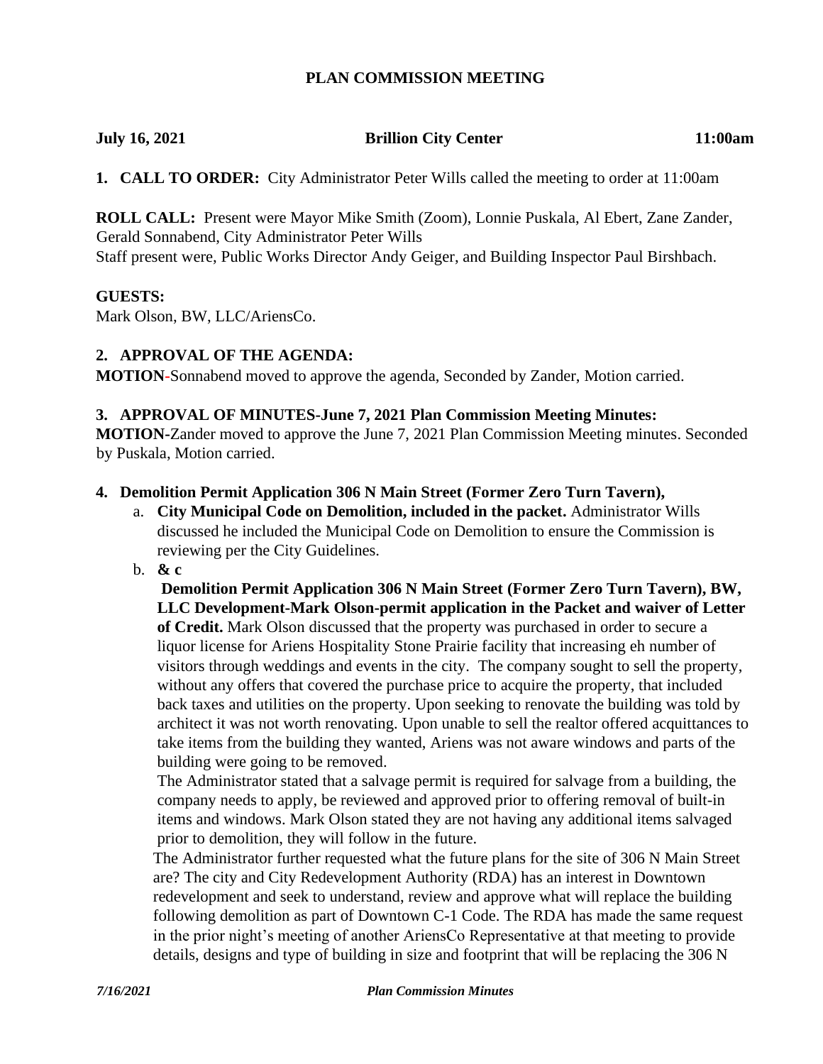# PLAN COMMISSION MEETING

**July 16, 2021** **Brillion City Center** **11:00am**

**1. CALL TO ORDER:** City Administrator Peter Wills called the meeting to order at 11:00am

**ROLL CALL:** Present were Mayor Mike Smith (Zoom), Lonnie Puskala, Al Ebert, Zane Zander, Gerald Sonnabend, City Administrator Peter Wills
Staff present were, Public Works Director Andy Geiger, and Building Inspector Paul Birshbach.

**GUESTS:**
Mark Olson, BW, LLC/AriensCo.

**2. APPROVAL OF THE AGENDA:**
**MOTION**-Sonnabend moved to approve the agenda, Seconded by Zander, Motion carried.

**3. APPROVAL OF MINUTES-June 7, 2021 Plan Commission Meeting Minutes:**
**MOTION**-Zander moved to approve the June 7, 2021 Plan Commission Meeting minutes. Seconded by Puskala, Motion carried.

**4. Demolition Permit Application 306 N Main Street (Former Zero Turn Tavern),**

a. **City Municipal Code on Demolition, included in the packet.** Administrator Wills discussed he included the Municipal Code on Demolition to ensure the Commission is reviewing per the City Guidelines.

b. **& c**
**Demolition Permit Application 306 N Main Street (Former Zero Turn Tavern), BW, LLC Development-Mark Olson-permit application in the Packet and waiver of Letter of Credit.** Mark Olson discussed that the property was purchased in order to secure a liquor license for Ariens Hospitality Stone Prairie facility that increasing eh number of visitors through weddings and events in the city. The company sought to sell the property, without any offers that covered the purchase price to acquire the property, that included back taxes and utilities on the property. Upon seeking to renovate the building was told by architect it was not worth renovating. Upon unable to sell the realtor offered acquittances to take items from the building they wanted, Ariens was not aware windows and parts of the building were going to be removed.

The Administrator stated that a salvage permit is required for salvage from a building, the company needs to apply, be reviewed and approved prior to offering removal of built-in items and windows. Mark Olson stated they are not having any additional items salvaged prior to demolition, they will follow in the future.

The Administrator further requested what the future plans for the site of 306 N Main Street are? The city and City Redevelopment Authority (RDA) has an interest in Downtown redevelopment and seek to understand, review and approve what will replace the building following demolition as part of Downtown C-1 Code. The RDA has made the same request in the prior night's meeting of another AriensCo Representative at that meeting to provide details, designs and type of building in size and footprint that will be replacing the 306 N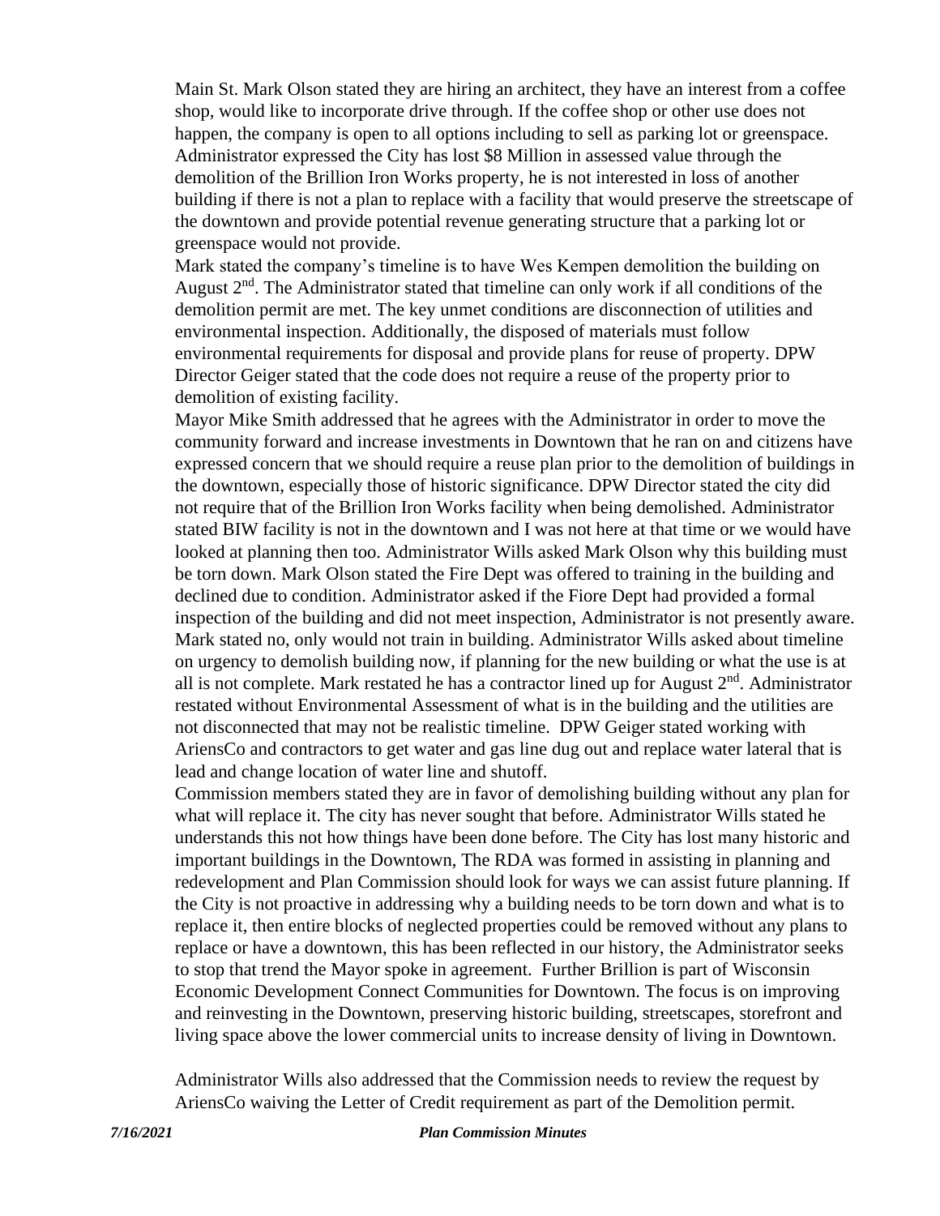Main St. Mark Olson stated they are hiring an architect, they have an interest from a coffee shop, would like to incorporate drive through. If the coffee shop or other use does not happen, the company is open to all options including to sell as parking lot or greenspace. Administrator expressed the City has lost $8 Million in assessed value through the demolition of the Brillion Iron Works property, he is not interested in loss of another building if there is not a plan to replace with a facility that would preserve the streetscape of the downtown and provide potential revenue generating structure that a parking lot or greenspace would not provide.

Mark stated the company's timeline is to have Wes Kempen demolition the building on August 2nd. The Administrator stated that timeline can only work if all conditions of the demolition permit are met. The key unmet conditions are disconnection of utilities and environmental inspection. Additionally, the disposed of materials must follow environmental requirements for disposal and provide plans for reuse of property. DPW Director Geiger stated that the code does not require a reuse of the property prior to demolition of existing facility.

Mayor Mike Smith addressed that he agrees with the Administrator in order to move the community forward and increase investments in Downtown that he ran on and citizens have expressed concern that we should require a reuse plan prior to the demolition of buildings in the downtown, especially those of historic significance. DPW Director stated the city did not require that of the Brillion Iron Works facility when being demolished. Administrator stated BIW facility is not in the downtown and I was not here at that time or we would have looked at planning then too. Administrator Wills asked Mark Olson why this building must be torn down. Mark Olson stated the Fire Dept was offered to training in the building and declined due to condition. Administrator asked if the Fiore Dept had provided a formal inspection of the building and did not meet inspection, Administrator is not presently aware. Mark stated no, only would not train in building. Administrator Wills asked about timeline on urgency to demolish building now, if planning for the new building or what the use is at all is not complete. Mark restated he has a contractor lined up for August 2nd. Administrator restated without Environmental Assessment of what is in the building and the utilities are not disconnected that may not be realistic timeline. DPW Geiger stated working with AriensCo and contractors to get water and gas line dug out and replace water lateral that is lead and change location of water line and shutoff.

Commission members stated they are in favor of demolishing building without any plan for what will replace it. The city has never sought that before. Administrator Wills stated he understands this not how things have been done before. The City has lost many historic and important buildings in the Downtown, The RDA was formed in assisting in planning and redevelopment and Plan Commission should look for ways we can assist future planning. If the City is not proactive in addressing why a building needs to be torn down and what is to replace it, then entire blocks of neglected properties could be removed without any plans to replace or have a downtown, this has been reflected in our history, the Administrator seeks to stop that trend the Mayor spoke in agreement. Further Brillion is part of Wisconsin Economic Development Connect Communities for Downtown. The focus is on improving and reinvesting in the Downtown, preserving historic building, streetscapes, storefront and living space above the lower commercial units to increase density of living in Downtown.

Administrator Wills also addressed that the Commission needs to review the request by AriensCo waiving the Letter of Credit requirement as part of the Demolition permit.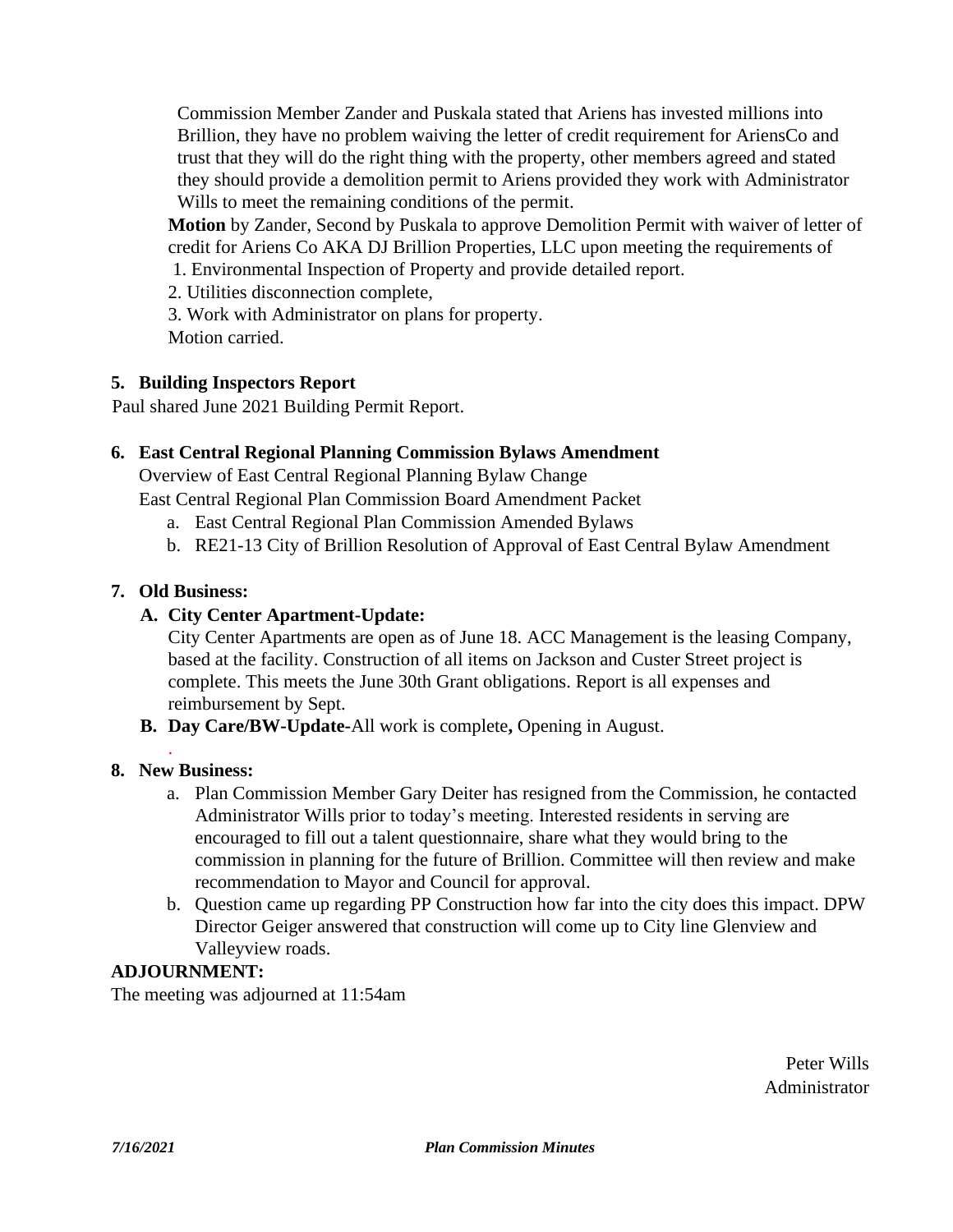Commission Member Zander and Puskala stated that Ariens has invested millions into Brillion, they have no problem waiving the letter of credit requirement for AriensCo and trust that they will do the right thing with the property, other members agreed and stated they should provide a demolition permit to Ariens provided they work with Administrator Wills to meet the remaining conditions of the permit.

**Motion** by Zander, Second by Puskala to approve Demolition Permit with waiver of letter of credit for Ariens Co AKA DJ Brillion Properties, LLC upon meeting the requirements of

1. Environmental Inspection of Property and provide detailed report.
2. Utilities disconnection complete,
3. Work with Administrator on plans for property.

Motion carried.

**5. Building Inspectors Report**

Paul shared June 2021 Building Permit Report.

**6. East Central Regional Planning Commission Bylaws Amendment**

Overview of East Central Regional Planning Bylaw Change

East Central Regional Plan Commission Board Amendment Packet

a. East Central Regional Plan Commission Amended Bylaws
b. RE21-13 City of Brillion Resolution of Approval of East Central Bylaw Amendment

**7. Old Business:**

**A. City Center Apartment-Update:**

City Center Apartments are open as of June 18. ACC Management is the leasing Company, based at the facility. Construction of all items on Jackson and Custer Street project is complete. This meets the June 30th Grant obligations. Report is all expenses and reimbursement by Sept.

**B. Day Care/BW-Update-**All work is complete**,** Opening in August.

**8. New Business:**

a. Plan Commission Member Gary Deiter has resigned from the Commission, he contacted Administrator Wills prior to today's meeting. Interested residents in serving are encouraged to fill out a talent questionnaire, share what they would bring to the commission in planning for the future of Brillion. Committee will then review and make recommendation to Mayor and Council for approval.
b. Question came up regarding PP Construction how far into the city does this impact. DPW Director Geiger answered that construction will come up to City line Glenview and Valleyview roads.

**ADJOURNMENT:**

The meeting was adjourned at 11:54am

Peter Wills
Administrator